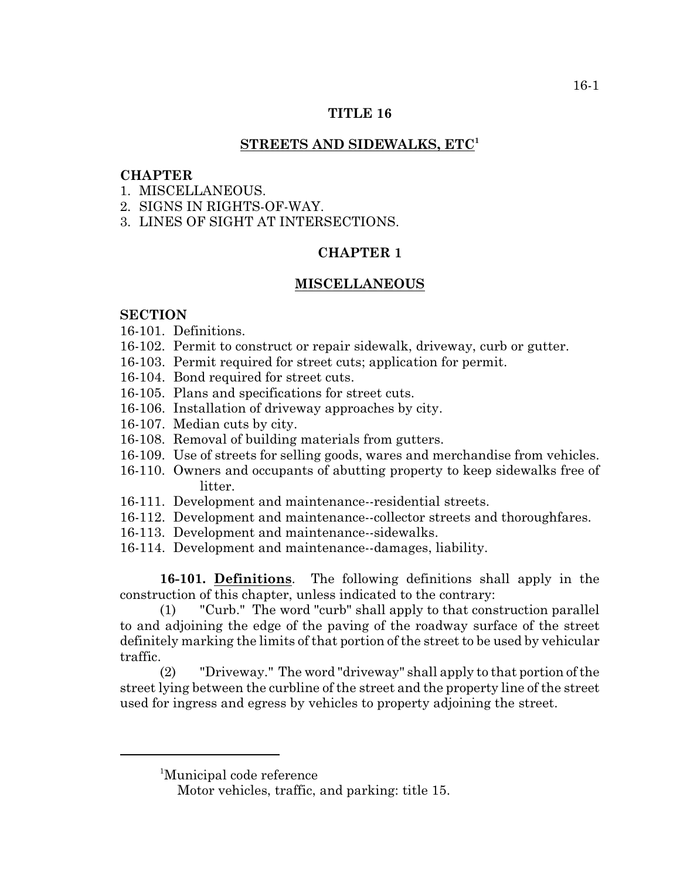# TITLE 16

## STREETS AND SIDEWALKS, ETC[1]

**CHAPTER**
1. MISCELLANEOUS.
2. SIGNS IN RIGHTS-OF-WAY.
3. LINES OF SIGHT AT INTERSECTIONS.

## CHAPTER 1

## MISCELLANEOUS

**SECTION**
16-101. Definitions.
16-102. Permit to construct or repair sidewalk, driveway, curb or gutter.
16-103. Permit required for street cuts; application for permit.
16-104. Bond required for street cuts.
16-105. Plans and specifications for street cuts.
16-106. Installation of driveway approaches by city.
16-107. Median cuts by city.
16-108. Removal of building materials from gutters.
16-109. Use of streets for selling goods, wares and merchandise from vehicles.
16-110. Owners and occupants of abutting property to keep sidewalks free of litter.
16-111. Development and maintenance--residential streets.
16-112. Development and maintenance--collector streets and thoroughfares.
16-113. Development and maintenance--sidewalks.
16-114. Development and maintenance--damages, liability.

**16-101. Definitions**. The following definitions shall apply in the construction of this chapter, unless indicated to the contrary:

(1) "Curb." The word "curb" shall apply to that construction parallel to and adjoining the edge of the paving of the roadway surface of the street definitely marking the limits of that portion of the street to be used by vehicular traffic.

(2) "Driveway." The word "driveway" shall apply to that portion of the street lying between the curbline of the street and the property line of the street used for ingress and egress by vehicles to property adjoining the street.

---

[1] Municipal code reference
Motor vehicles, traffic, and parking: title 15.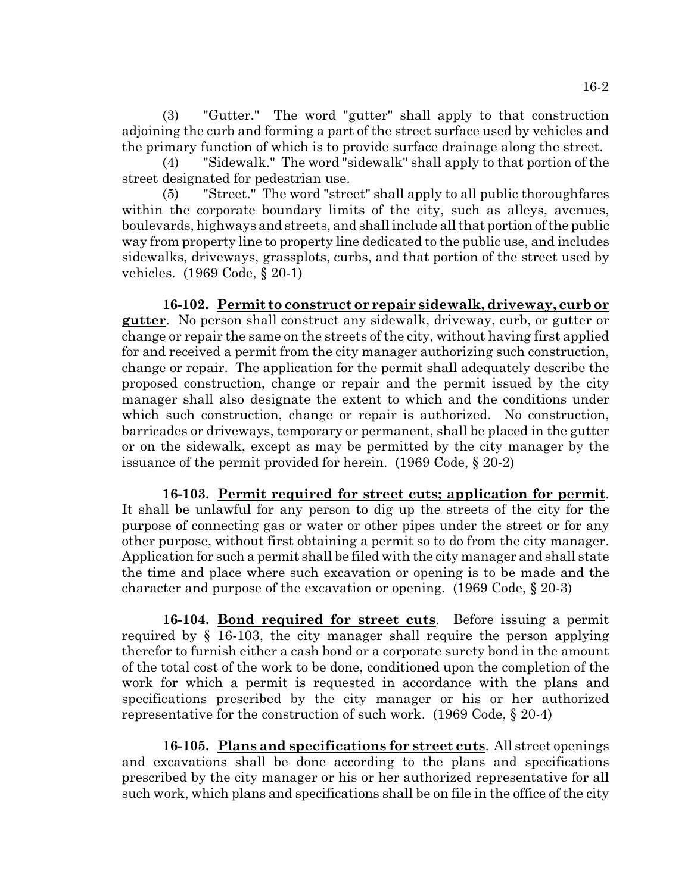(3) "Gutter." The word "gutter" shall apply to that construction adjoining the curb and forming a part of the street surface used by vehicles and the primary function of which is to provide surface drainage along the street.

(4) "Sidewalk." The word "sidewalk" shall apply to that portion of the street designated for pedestrian use.

(5) "Street." The word "street" shall apply to all public thoroughfares within the corporate boundary limits of the city, such as alleys, avenues, boulevards, highways and streets, and shall include all that portion of the public way from property line to property line dedicated to the public use, and includes sidewalks, driveways, grassplots, curbs, and that portion of the street used by vehicles. (1969 Code, § 20-1)

**16-102. Permit to construct or repair sidewalk, driveway, curb or gutter**. No person shall construct any sidewalk, driveway, curb, or gutter or change or repair the same on the streets of the city, without having first applied for and received a permit from the city manager authorizing such construction, change or repair. The application for the permit shall adequately describe the proposed construction, change or repair and the permit issued by the city manager shall also designate the extent to which and the conditions under which such construction, change or repair is authorized. No construction, barricades or driveways, temporary or permanent, shall be placed in the gutter or on the sidewalk, except as may be permitted by the city manager by the issuance of the permit provided for herein. (1969 Code, § 20-2)

**16-103. Permit required for street cuts; application for permit**. It shall be unlawful for any person to dig up the streets of the city for the purpose of connecting gas or water or other pipes under the street or for any other purpose, without first obtaining a permit so to do from the city manager. Application for such a permit shall be filed with the city manager and shall state the time and place where such excavation or opening is to be made and the character and purpose of the excavation or opening. (1969 Code, § 20-3)

**16-104. Bond required for street cuts**. Before issuing a permit required by § 16-103, the city manager shall require the person applying therefor to furnish either a cash bond or a corporate surety bond in the amount of the total cost of the work to be done, conditioned upon the completion of the work for which a permit is requested in accordance with the plans and specifications prescribed by the city manager or his or her authorized representative for the construction of such work. (1969 Code, § 20-4)

**16-105. Plans and specifications for street cuts**. All street openings and excavations shall be done according to the plans and specifications prescribed by the city manager or his or her authorized representative for all such work, which plans and specifications shall be on file in the office of the city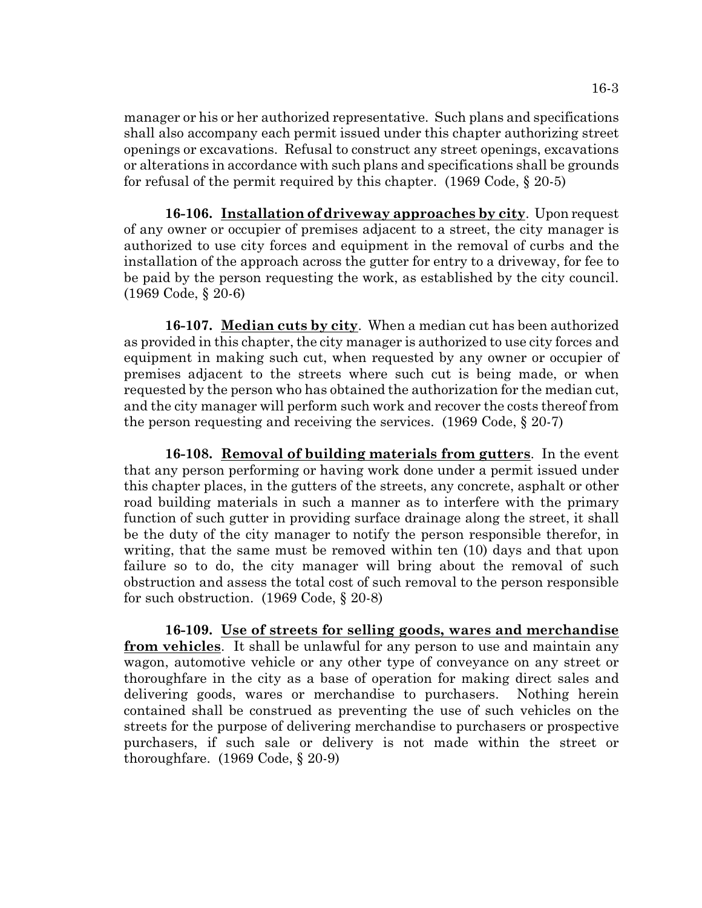manager or his or her authorized representative. Such plans and specifications shall also accompany each permit issued under this chapter authorizing street openings or excavations. Refusal to construct any street openings, excavations or alterations in accordance with such plans and specifications shall be grounds for refusal of the permit required by this chapter. (1969 Code, § 20-5)

**16-106. Installation of driveway approaches by city**. Upon request of any owner or occupier of premises adjacent to a street, the city manager is authorized to use city forces and equipment in the removal of curbs and the installation of the approach across the gutter for entry to a driveway, for fee to be paid by the person requesting the work, as established by the city council. (1969 Code, § 20-6)

**16-107. Median cuts by city**. When a median cut has been authorized as provided in this chapter, the city manager is authorized to use city forces and equipment in making such cut, when requested by any owner or occupier of premises adjacent to the streets where such cut is being made, or when requested by the person who has obtained the authorization for the median cut, and the city manager will perform such work and recover the costs thereof from the person requesting and receiving the services. (1969 Code, § 20-7)

**16-108. Removal of building materials from gutters**. In the event that any person performing or having work done under a permit issued under this chapter places, in the gutters of the streets, any concrete, asphalt or other road building materials in such a manner as to interfere with the primary function of such gutter in providing surface drainage along the street, it shall be the duty of the city manager to notify the person responsible therefor, in writing, that the same must be removed within ten (10) days and that upon failure so to do, the city manager will bring about the removal of such obstruction and assess the total cost of such removal to the person responsible for such obstruction. (1969 Code, § 20-8)

**16-109. Use of streets for selling goods, wares and merchandise from vehicles**. It shall be unlawful for any person to use and maintain any wagon, automotive vehicle or any other type of conveyance on any street or thoroughfare in the city as a base of operation for making direct sales and delivering goods, wares or merchandise to purchasers. Nothing herein contained shall be construed as preventing the use of such vehicles on the streets for the purpose of delivering merchandise to purchasers or prospective purchasers, if such sale or delivery is not made within the street or thoroughfare. (1969 Code, § 20-9)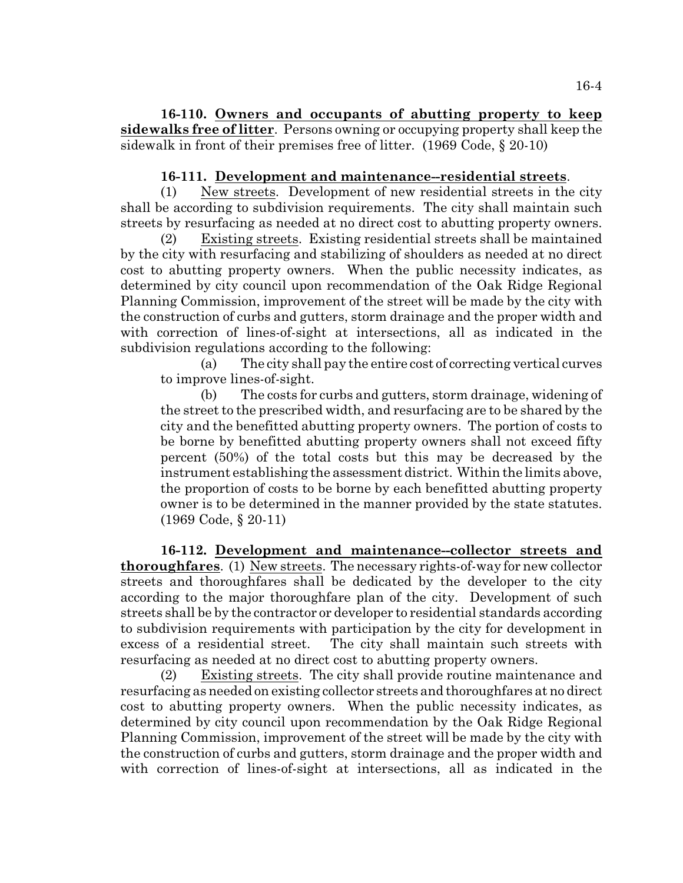**16-110. Owners and occupants of abutting property to keep sidewalks free of litter**. Persons owning or occupying property shall keep the sidewalk in front of their premises free of litter. (1969 Code, § 20-10)

**16-111. Development and maintenance--residential streets**.

(1) New streets. Development of new residential streets in the city shall be according to subdivision requirements. The city shall maintain such streets by resurfacing as needed at no direct cost to abutting property owners.

(2) Existing streets. Existing residential streets shall be maintained by the city with resurfacing and stabilizing of shoulders as needed at no direct cost to abutting property owners. When the public necessity indicates, as determined by city council upon recommendation of the Oak Ridge Regional Planning Commission, improvement of the street will be made by the city with the construction of curbs and gutters, storm drainage and the proper width and with correction of lines-of-sight at intersections, all as indicated in the subdivision regulations according to the following:

(a) The city shall pay the entire cost of correcting vertical curves to improve lines-of-sight.

(b) The costs for curbs and gutters, storm drainage, widening of the street to the prescribed width, and resurfacing are to be shared by the city and the benefitted abutting property owners. The portion of costs to be borne by benefitted abutting property owners shall not exceed fifty percent (50%) of the total costs but this may be decreased by the instrument establishing the assessment district. Within the limits above, the proportion of costs to be borne by each benefitted abutting property owner is to be determined in the manner provided by the state statutes. (1969 Code, § 20-11)

**16-112. Development and maintenance--collector streets and thoroughfares**. (1) New streets. The necessary rights-of-way for new collector streets and thoroughfares shall be dedicated by the developer to the city according to the major thoroughfare plan of the city. Development of such streets shall be by the contractor or developer to residential standards according to subdivision requirements with participation by the city for development in excess of a residential street. The city shall maintain such streets with resurfacing as needed at no direct cost to abutting property owners.

(2) Existing streets. The city shall provide routine maintenance and resurfacing as needed on existing collector streets and thoroughfares at no direct cost to abutting property owners. When the public necessity indicates, as determined by city council upon recommendation by the Oak Ridge Regional Planning Commission, improvement of the street will be made by the city with the construction of curbs and gutters, storm drainage and the proper width and with correction of lines-of-sight at intersections, all as indicated in the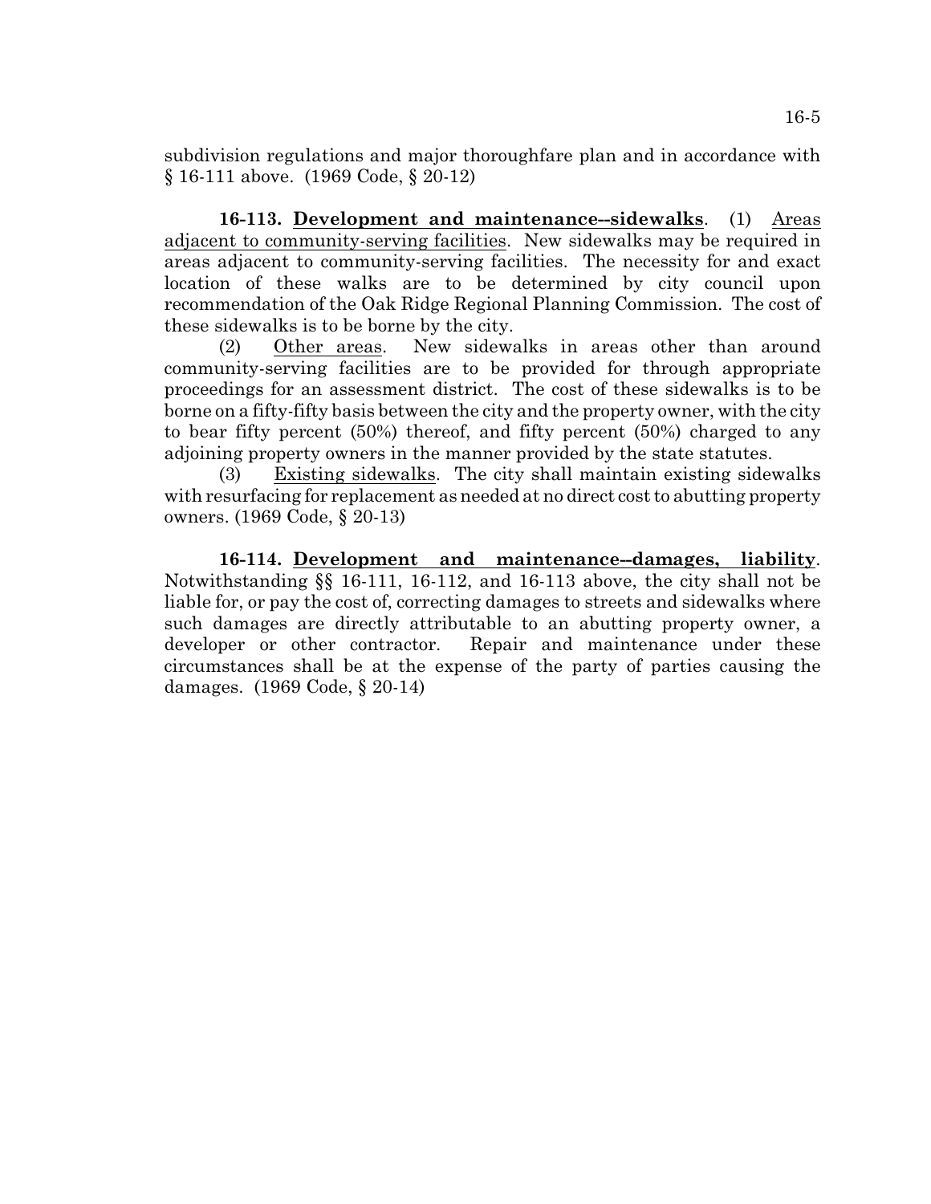subdivision regulations and major thoroughfare plan and in accordance with § 16-111 above. (1969 Code, § 20-12)

**16-113. Development and maintenance--sidewalks**. (1) Areas adjacent to community-serving facilities. New sidewalks may be required in areas adjacent to community-serving facilities. The necessity for and exact location of these walks are to be determined by city council upon recommendation of the Oak Ridge Regional Planning Commission. The cost of these sidewalks is to be borne by the city.

(2) Other areas. New sidewalks in areas other than around community-serving facilities are to be provided for through appropriate proceedings for an assessment district. The cost of these sidewalks is to be borne on a fifty-fifty basis between the city and the property owner, with the city to bear fifty percent (50%) thereof, and fifty percent (50%) charged to any adjoining property owners in the manner provided by the state statutes.

(3) Existing sidewalks. The city shall maintain existing sidewalks with resurfacing for replacement as needed at no direct cost to abutting property owners. (1969 Code, § 20-13)

**16-114. Development and maintenance--damages, liability**. Notwithstanding §§ 16-111, 16-112, and 16-113 above, the city shall not be liable for, or pay the cost of, correcting damages to streets and sidewalks where such damages are directly attributable to an abutting property owner, a developer or other contractor. Repair and maintenance under these circumstances shall be at the expense of the party of parties causing the damages. (1969 Code, § 20-14)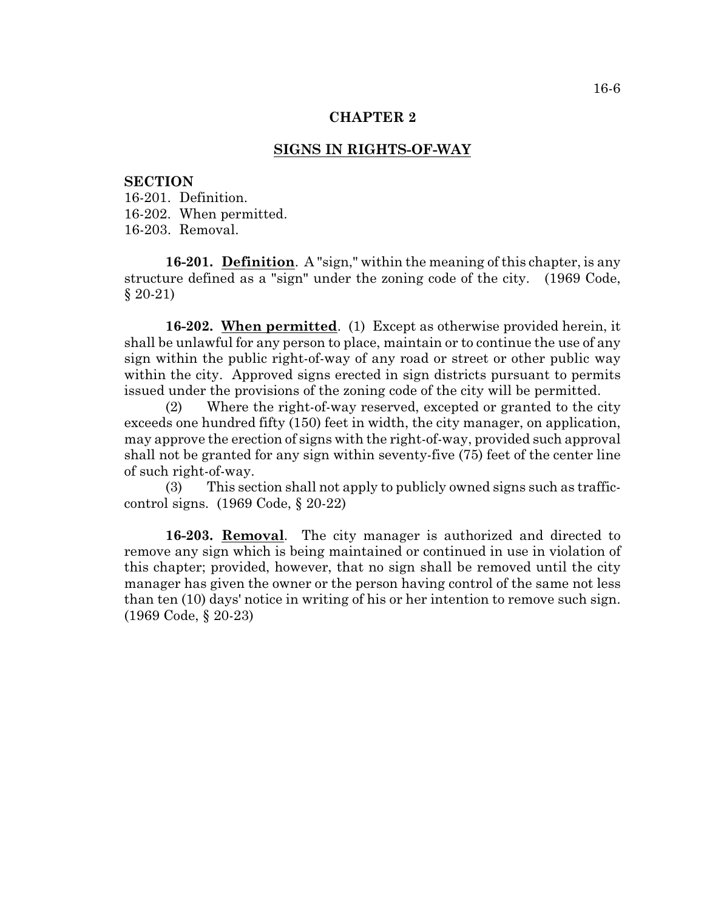# CHAPTER 2

## SIGNS IN RIGHTS-OF-WAY

**SECTION**

16-201. Definition.
16-202. When permitted.
16-203. Removal.

**16-201. Definition**. A "sign," within the meaning of this chapter, is any structure defined as a "sign" under the zoning code of the city. (1969 Code, § 20-21)

**16-202. When permitted**. (1) Except as otherwise provided herein, it shall be unlawful for any person to place, maintain or to continue the use of any sign within the public right-of-way of any road or street or other public way within the city. Approved signs erected in sign districts pursuant to permits issued under the provisions of the zoning code of the city will be permitted.

(2) Where the right-of-way reserved, excepted or granted to the city exceeds one hundred fifty (150) feet in width, the city manager, on application, may approve the erection of signs with the right-of-way, provided such approval shall not be granted for any sign within seventy-five (75) feet of the center line of such right-of-way.

(3) This section shall not apply to publicly owned signs such as traffic-control signs. (1969 Code, § 20-22)

**16-203. Removal**. The city manager is authorized and directed to remove any sign which is being maintained or continued in use in violation of this chapter; provided, however, that no sign shall be removed until the city manager has given the owner or the person having control of the same not less than ten (10) days' notice in writing of his or her intention to remove such sign. (1969 Code, § 20-23)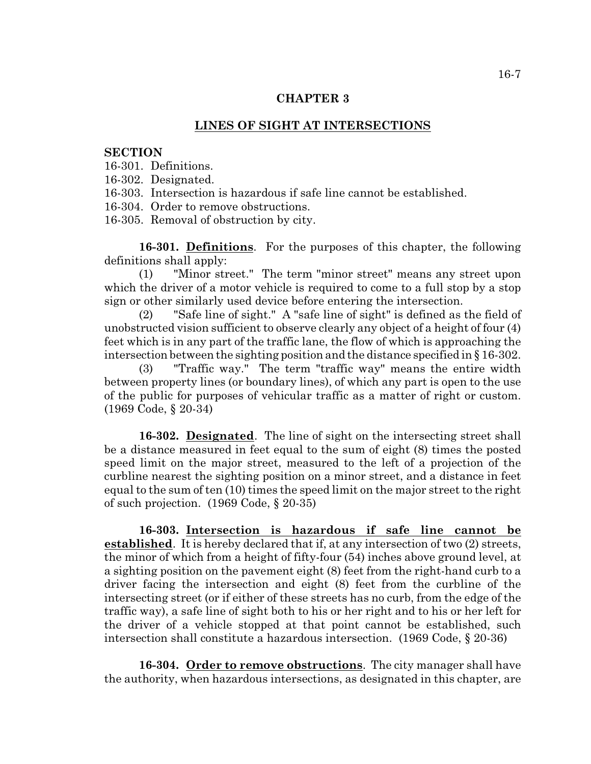# CHAPTER 3

## LINES OF SIGHT AT INTERSECTIONS

**SECTION**

16-301. Definitions.
16-302. Designated.
16-303. Intersection is hazardous if safe line cannot be established.
16-304. Order to remove obstructions.
16-305. Removal of obstruction by city.

**16-301. Definitions**. For the purposes of this chapter, the following definitions shall apply:

(1) "Minor street." The term "minor street" means any street upon which the driver of a motor vehicle is required to come to a full stop by a stop sign or other similarly used device before entering the intersection.

(2) "Safe line of sight." A "safe line of sight" is defined as the field of unobstructed vision sufficient to observe clearly any object of a height of four (4) feet which is in any part of the traffic lane, the flow of which is approaching the intersection between the sighting position and the distance specified in § 16-302.

(3) "Traffic way." The term "traffic way" means the entire width between property lines (or boundary lines), of which any part is open to the use of the public for purposes of vehicular traffic as a matter of right or custom. (1969 Code, § 20-34)

**16-302. Designated**. The line of sight on the intersecting street shall be a distance measured in feet equal to the sum of eight (8) times the posted speed limit on the major street, measured to the left of a projection of the curbline nearest the sighting position on a minor street, and a distance in feet equal to the sum of ten (10) times the speed limit on the major street to the right of such projection. (1969 Code, § 20-35)

**16-303. Intersection is hazardous if safe line cannot be established**. It is hereby declared that if, at any intersection of two (2) streets, the minor of which from a height of fifty-four (54) inches above ground level, at a sighting position on the pavement eight (8) feet from the right-hand curb to a driver facing the intersection and eight (8) feet from the curbline of the intersecting street (or if either of these streets has no curb, from the edge of the traffic way), a safe line of sight both to his or her right and to his or her left for the driver of a vehicle stopped at that point cannot be established, such intersection shall constitute a hazardous intersection. (1969 Code, § 20-36)

**16-304. Order to remove obstructions**. The city manager shall have the authority, when hazardous intersections, as designated in this chapter, are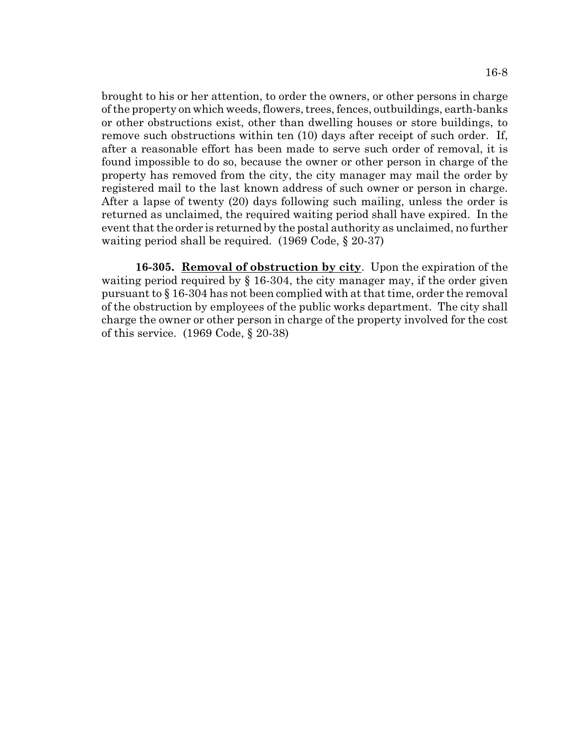brought to his or her attention, to order the owners, or other persons in charge of the property on which weeds, flowers, trees, fences, outbuildings, earth-banks or other obstructions exist, other than dwelling houses or store buildings, to remove such obstructions within ten (10) days after receipt of such order. If, after a reasonable effort has been made to serve such order of removal, it is found impossible to do so, because the owner or other person in charge of the property has removed from the city, the city manager may mail the order by registered mail to the last known address of such owner or person in charge. After a lapse of twenty (20) days following such mailing, unless the order is returned as unclaimed, the required waiting period shall have expired. In the event that the order is returned by the postal authority as unclaimed, no further waiting period shall be required. (1969 Code, § 20-37)

**16-305. Removal of obstruction by city**. Upon the expiration of the waiting period required by § 16-304, the city manager may, if the order given pursuant to § 16-304 has not been complied with at that time, order the removal of the obstruction by employees of the public works department. The city shall charge the owner or other person in charge of the property involved for the cost of this service. (1969 Code, § 20-38)